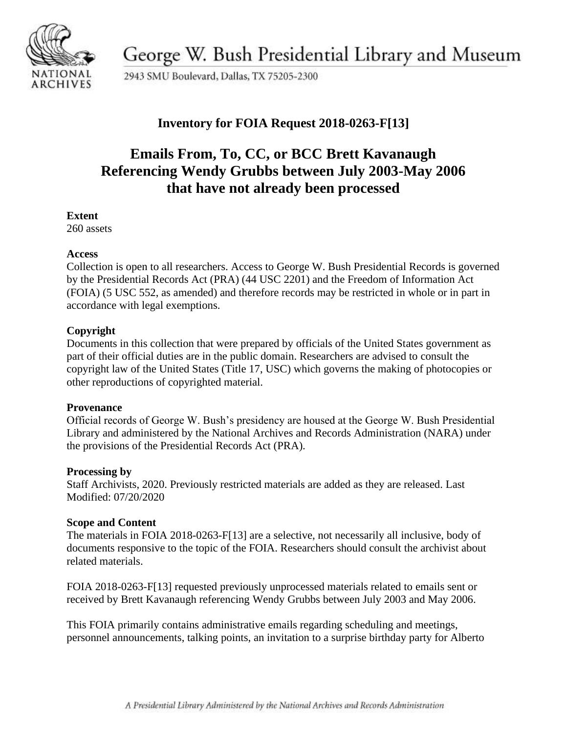George W. Bush Presidential Library and Museum

2943 SMU Boulevard, Dallas, TX 75205-2300

## Inventory for FOIA Request 2018-0263-F[13]

# Emails From, To, CC, or BCC Brett Kavanaugh Referencing Wendy Grubbs between July 2003-May 2006 that have not already been processed

**Extent**
260 assets

**Access**
Collection is open to all researchers. Access to George W. Bush Presidential Records is governed by the Presidential Records Act (PRA) (44 USC 2201) and the Freedom of Information Act (FOIA) (5 USC 552, as amended) and therefore records may be restricted in whole or in part in accordance with legal exemptions.

**Copyright**
Documents in this collection that were prepared by officials of the United States government as part of their official duties are in the public domain. Researchers are advised to consult the copyright law of the United States (Title 17, USC) which governs the making of photocopies or other reproductions of copyrighted material.

**Provenance**
Official records of George W. Bush's presidency are housed at the George W. Bush Presidential Library and administered by the National Archives and Records Administration (NARA) under the provisions of the Presidential Records Act (PRA).

**Processing by**
Staff Archivists, 2020. Previously restricted materials are added as they are released. Last Modified: 07/20/2020

**Scope and Content**
The materials in FOIA 2018-0263-F[13] are a selective, not necessarily all inclusive, body of documents responsive to the topic of the FOIA. Researchers should consult the archivist about related materials.

FOIA 2018-0263-F[13] requested previously unprocessed materials related to emails sent or received by Brett Kavanaugh referencing Wendy Grubbs between July 2003 and May 2006.

This FOIA primarily contains administrative emails regarding scheduling and meetings, personnel announcements, talking points, an invitation to a surprise birthday party for Alberto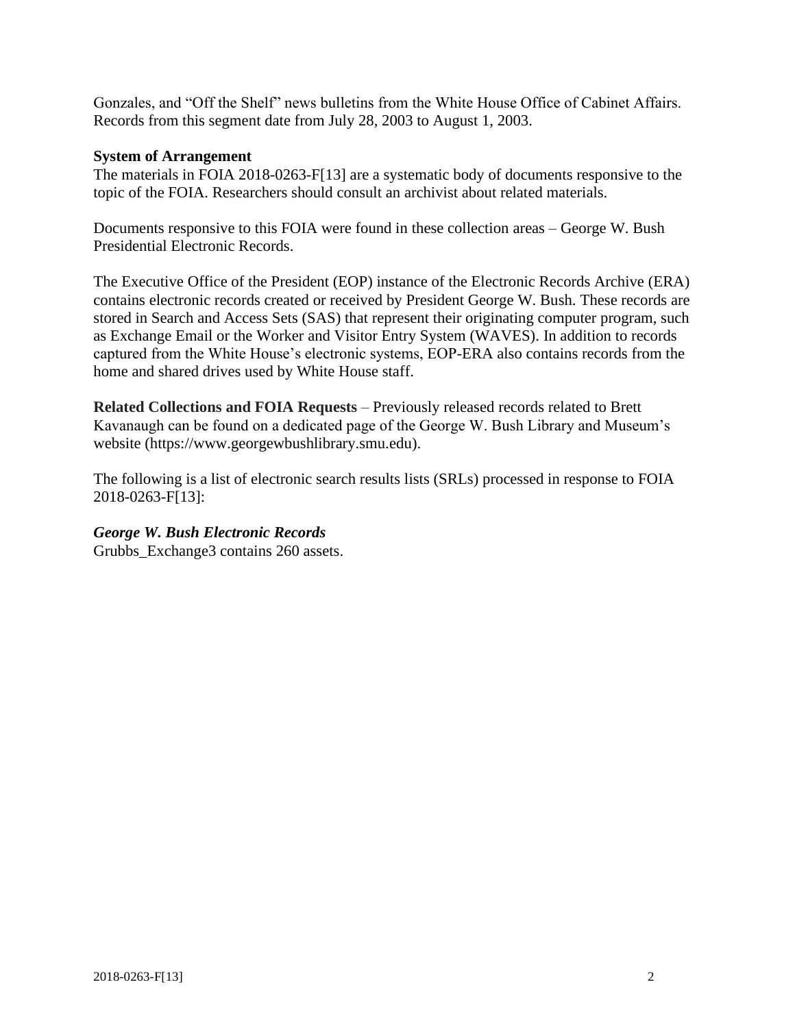Gonzales, and "Off the Shelf" news bulletins from the White House Office of Cabinet Affairs. Records from this segment date from July 28, 2003 to August 1, 2003.

**System of Arrangement**

The materials in FOIA 2018-0263-F[13] are a systematic body of documents responsive to the topic of the FOIA. Researchers should consult an archivist about related materials.

Documents responsive to this FOIA were found in these collection areas – George W. Bush Presidential Electronic Records.

The Executive Office of the President (EOP) instance of the Electronic Records Archive (ERA) contains electronic records created or received by President George W. Bush. These records are stored in Search and Access Sets (SAS) that represent their originating computer program, such as Exchange Email or the Worker and Visitor Entry System (WAVES). In addition to records captured from the White House's electronic systems, EOP-ERA also contains records from the home and shared drives used by White House staff.

**Related Collections and FOIA Requests** – Previously released records related to Brett Kavanaugh can be found on a dedicated page of the George W. Bush Library and Museum's website (https://www.georgewbushlibrary.smu.edu).

The following is a list of electronic search results lists (SRLs) processed in response to FOIA 2018-0263-F[13]:

***George W. Bush Electronic Records***

Grubbs_Exchange3 contains 260 assets.